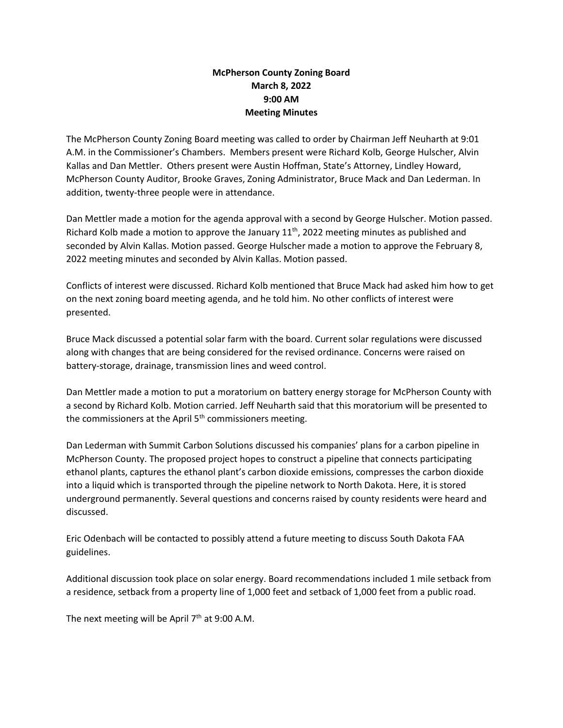**McPherson County Zoning Board**
**March 8, 2022**
**9:00 AM**
**Meeting Minutes**

The McPherson County Zoning Board meeting was called to order by Chairman Jeff Neuharth at 9:01 A.M. in the Commissioner's Chambers. Members present were Richard Kolb, George Hulscher, Alvin Kallas and Dan Mettler. Others present were Austin Hoffman, State's Attorney, Lindley Howard, McPherson County Auditor, Brooke Graves, Zoning Administrator, Bruce Mack and Dan Lederman. In addition, twenty-three people were in attendance.

Dan Mettler made a motion for the agenda approval with a second by George Hulscher. Motion passed. Richard Kolb made a motion to approve the January 11th, 2022 meeting minutes as published and seconded by Alvin Kallas. Motion passed. George Hulscher made a motion to approve the February 8, 2022 meeting minutes and seconded by Alvin Kallas. Motion passed.

Conflicts of interest were discussed. Richard Kolb mentioned that Bruce Mack had asked him how to get on the next zoning board meeting agenda, and he told him. No other conflicts of interest were presented.

Bruce Mack discussed a potential solar farm with the board. Current solar regulations were discussed along with changes that are being considered for the revised ordinance. Concerns were raised on battery-storage, drainage, transmission lines and weed control.

Dan Mettler made a motion to put a moratorium on battery energy storage for McPherson County with a second by Richard Kolb. Motion carried. Jeff Neuharth said that this moratorium will be presented to the commissioners at the April 5th commissioners meeting.

Dan Lederman with Summit Carbon Solutions discussed his companies' plans for a carbon pipeline in McPherson County. The proposed project hopes to construct a pipeline that connects participating ethanol plants, captures the ethanol plant's carbon dioxide emissions, compresses the carbon dioxide into a liquid which is transported through the pipeline network to North Dakota. Here, it is stored underground permanently. Several questions and concerns raised by county residents were heard and discussed.

Eric Odenbach will be contacted to possibly attend a future meeting to discuss South Dakota FAA guidelines.

Additional discussion took place on solar energy. Board recommendations included 1 mile setback from a residence, setback from a property line of 1,000 feet and setback of 1,000 feet from a public road.

The next meeting will be April 7th at 9:00 A.M.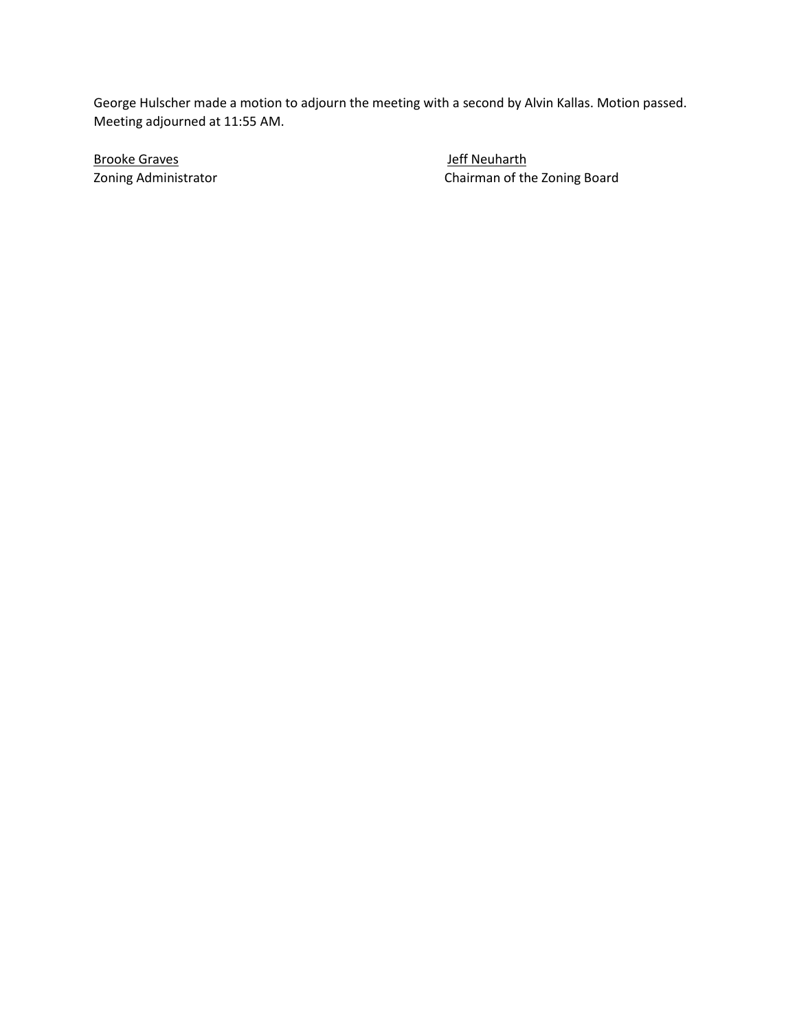George Hulscher made a motion to adjourn the meeting with a second by Alvin Kallas. Motion passed. Meeting adjourned at 11:55 AM.

Brooke Graves
Zoning Administrator

Jeff Neuharth
Chairman of the Zoning Board